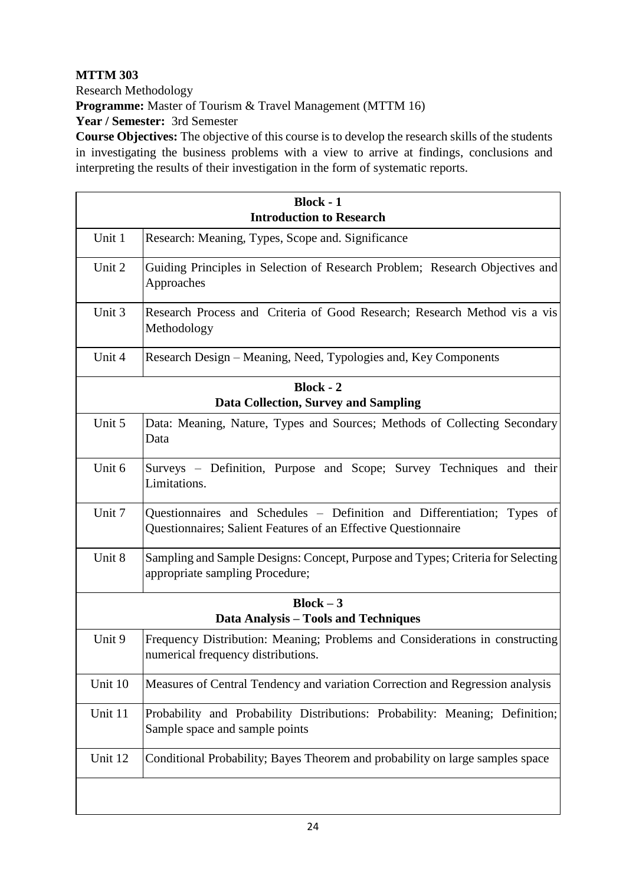**MTTM 303**

Research Methodology

**Programme:** Master of Tourism & Travel Management (MTTM 16)

**Year / Semester:** 3rd Semester

**Course Objectives:** The objective of this course is to develop the research skills of the students in investigating the business problems with a view to arrive at findings, conclusions and interpreting the results of their investigation in the form of systematic reports.

| **Block - 1** **Introduction to Research** | |
|---|---|
| Unit 1 | Research: Meaning, Types, Scope and. Significance |
| Unit 2 | Guiding Principles in Selection of Research Problem; Research Objectives and Approaches |
| Unit 3 | Research Process and Criteria of Good Research; Research Method vis a vis Methodology |
| Unit 4 | Research Design – Meaning, Need, Typologies and, Key Components |
| **Block - 2** **Data Collection, Survey and Sampling** | |
| Unit 5 | Data: Meaning, Nature, Types and Sources; Methods of Collecting Secondary Data |
| Unit 6 | Surveys – Definition, Purpose and Scope; Survey Techniques and their Limitations. |
| Unit 7 | Questionnaires and Schedules – Definition and Differentiation; Types of Questionnaires; Salient Features of an Effective Questionnaire |
| Unit 8 | Sampling and Sample Designs: Concept, Purpose and Types; Criteria for Selecting appropriate sampling Procedure; |
| **Block – 3** **Data Analysis – Tools and Techniques** | |
| Unit 9 | Frequency Distribution: Meaning; Problems and Considerations in constructing numerical frequency distributions. |
| Unit 10 | Measures of Central Tendency and variation Correction and Regression analysis |
| Unit 11 | Probability and Probability Distributions: Probability: Meaning; Definition; Sample space and sample points |
| Unit 12 | Conditional Probability; Bayes Theorem and probability on large samples space |
| | |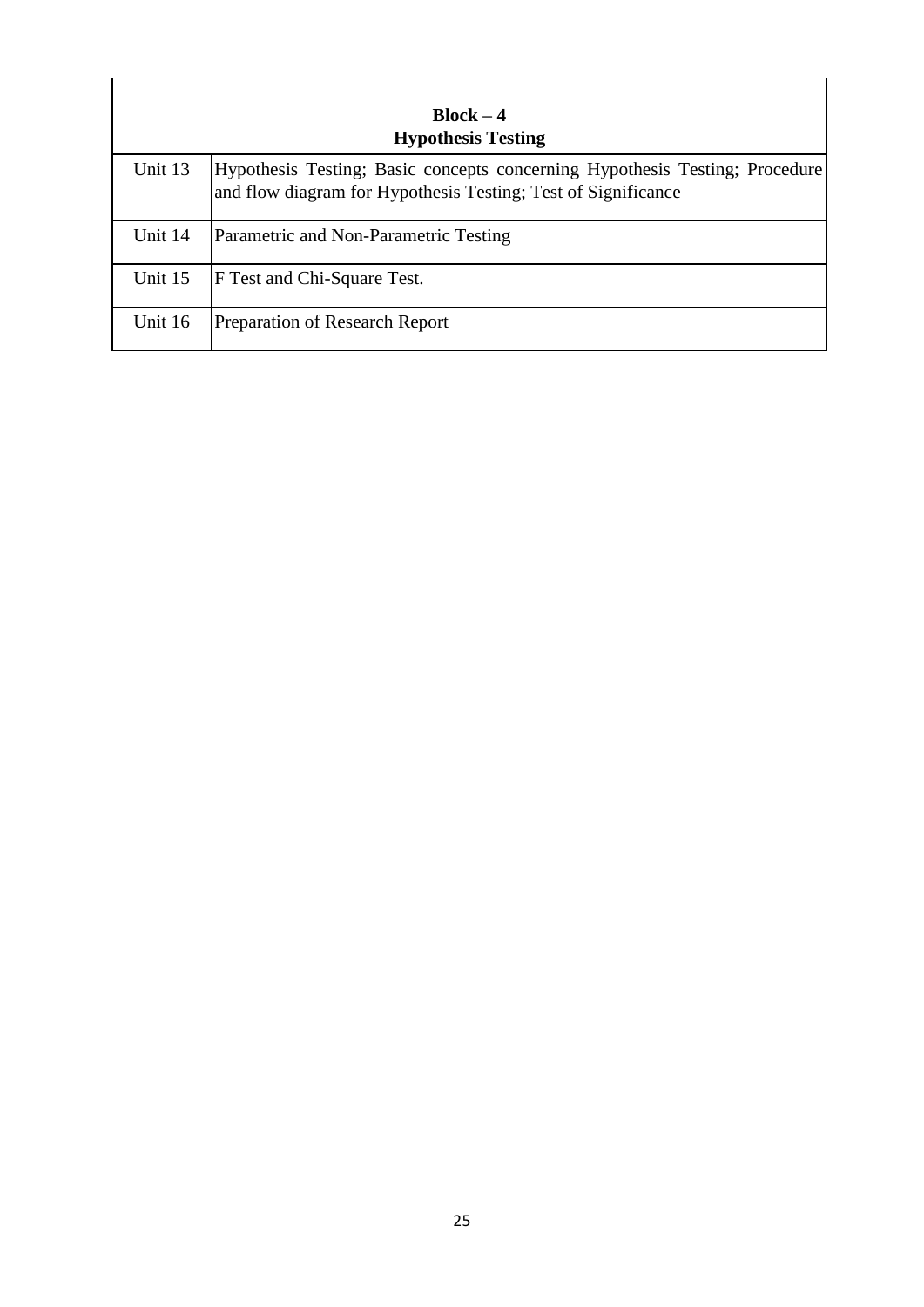| Block – 4<br>Hypothesis Testing | |
|---|---|
| Unit 13 | Hypothesis Testing; Basic concepts concerning Hypothesis Testing; Procedure and flow diagram for Hypothesis Testing; Test of Significance |
| Unit 14 | Parametric and Non-Parametric Testing |
| Unit 15 | F Test and Chi-Square Test. |
| Unit 16 | Preparation of Research Report |